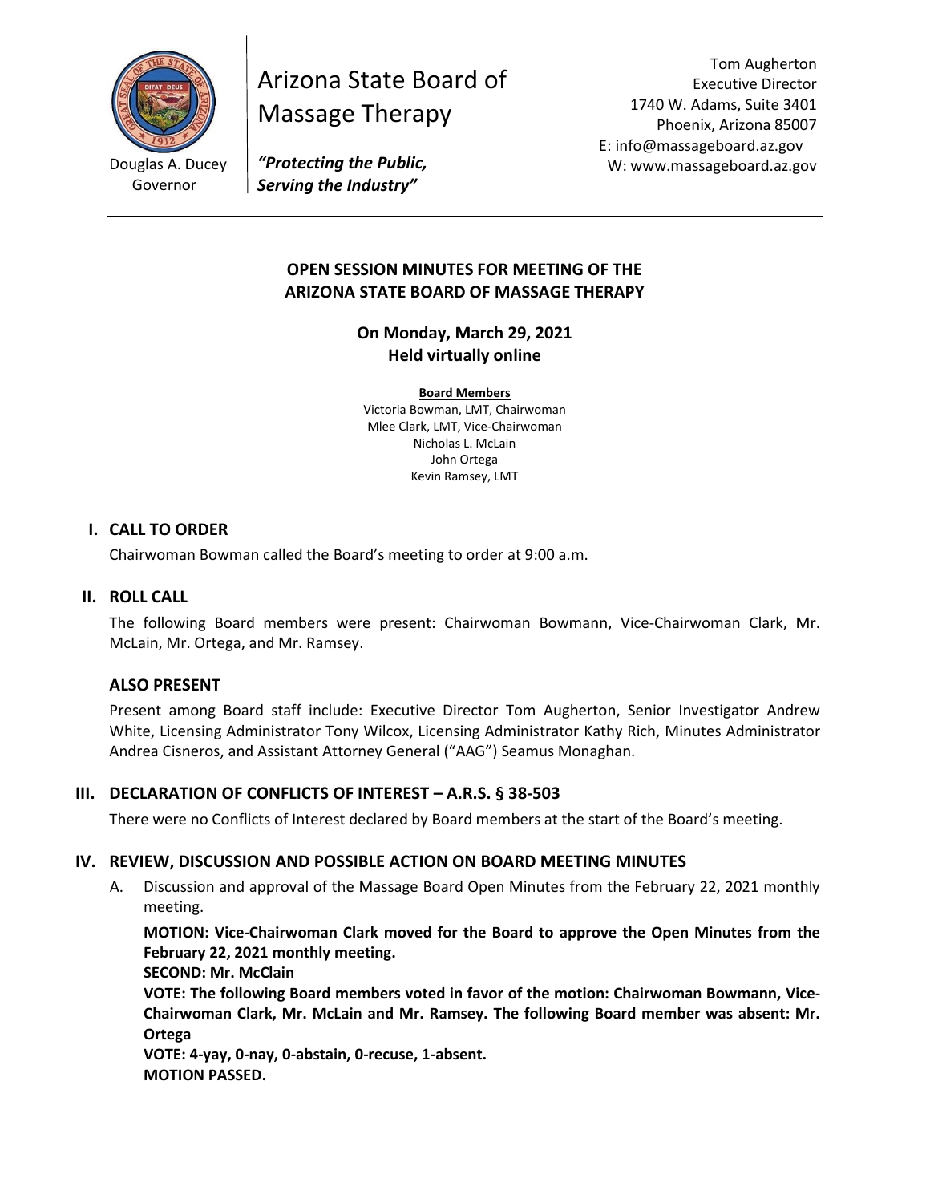Douglas A. Ducey
Governor

Arizona State Board of Massage Therapy

*"Protecting the Public, Serving the Industry"*

Tom Augherton
Executive Director
1740 W. Adams, Suite 3401
Phoenix, Arizona 85007
E: info@massageboard.az.gov
W: www.massageboard.az.gov

---

**OPEN SESSION MINUTES FOR MEETING OF THE ARIZONA STATE BOARD OF MASSAGE THERAPY**

**On Monday, March 29, 2021**
**Held virtually online**

**Board Members**
Victoria Bowman, LMT, Chairwoman
Mlee Clark, LMT, Vice-Chairwoman
Nicholas L. McLain
John Ortega
Kevin Ramsey, LMT

## I. CALL TO ORDER

Chairwoman Bowman called the Board's meeting to order at 9:00 a.m.

## II. ROLL CALL

The following Board members were present: Chairwoman Bowmann, Vice-Chairwoman Clark, Mr. McLain, Mr. Ortega, and Mr. Ramsey.

### ALSO PRESENT

Present among Board staff include: Executive Director Tom Augherton, Senior Investigator Andrew White, Licensing Administrator Tony Wilcox, Licensing Administrator Kathy Rich, Minutes Administrator Andrea Cisneros, and Assistant Attorney General ("AAG") Seamus Monaghan.

## III. DECLARATION OF CONFLICTS OF INTEREST – A.R.S. § 38-503

There were no Conflicts of Interest declared by Board members at the start of the Board's meeting.

## IV. REVIEW, DISCUSSION AND POSSIBLE ACTION ON BOARD MEETING MINUTES

A. Discussion and approval of the Massage Board Open Minutes from the February 22, 2021 monthly meeting.

**MOTION: Vice-Chairwoman Clark moved for the Board to approve the Open Minutes from the February 22, 2021 monthly meeting.**
**SECOND: Mr. McClain**
**VOTE: The following Board members voted in favor of the motion: Chairwoman Bowmann, Vice-Chairwoman Clark, Mr. McLain and Mr. Ramsey. The following Board member was absent: Mr. Ortega**
**VOTE: 4-yay, 0-nay, 0-abstain, 0-recuse, 1-absent.**
**MOTION PASSED.**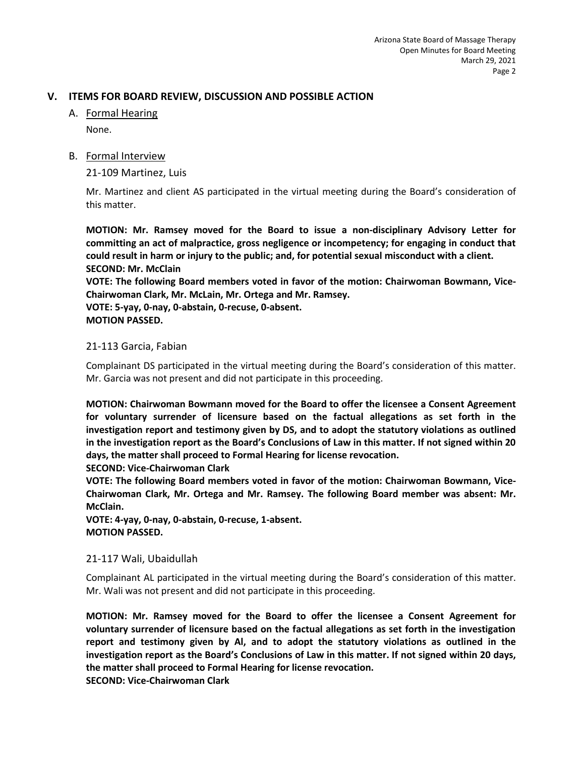## V. ITEMS FOR BOARD REVIEW, DISCUSSION AND POSSIBLE ACTION

### A. Formal Hearing

None.

### B. Formal Interview

21-109 Martinez, Luis

Mr. Martinez and client AS participated in the virtual meeting during the Board's consideration of this matter.

**MOTION: Mr. Ramsey moved for the Board to issue a non-disciplinary Advisory Letter for committing an act of malpractice, gross negligence or incompetency; for engaging in conduct that could result in harm or injury to the public; and, for potential sexual misconduct with a client.**
**SECOND: Mr. McClain**
**VOTE: The following Board members voted in favor of the motion: Chairwoman Bowmann, Vice-Chairwoman Clark, Mr. McLain, Mr. Ortega and Mr. Ramsey.**
**VOTE: 5-yay, 0-nay, 0-abstain, 0-recuse, 0-absent.**
**MOTION PASSED.**

21-113 Garcia, Fabian

Complainant DS participated in the virtual meeting during the Board's consideration of this matter. Mr. Garcia was not present and did not participate in this proceeding.

**MOTION: Chairwoman Bowmann moved for the Board to offer the licensee a Consent Agreement for voluntary surrender of licensure based on the factual allegations as set forth in the investigation report and testimony given by DS, and to adopt the statutory violations as outlined in the investigation report as the Board's Conclusions of Law in this matter. If not signed within 20 days, the matter shall proceed to Formal Hearing for license revocation.**
**SECOND: Vice-Chairwoman Clark**
**VOTE: The following Board members voted in favor of the motion: Chairwoman Bowmann, Vice-Chairwoman Clark, Mr. Ortega and Mr. Ramsey. The following Board member was absent: Mr. McClain.**
**VOTE: 4-yay, 0-nay, 0-abstain, 0-recuse, 1-absent.**
**MOTION PASSED.**

21-117 Wali, Ubaidullah

Complainant AL participated in the virtual meeting during the Board's consideration of this matter. Mr. Wali was not present and did not participate in this proceeding.

**MOTION: Mr. Ramsey moved for the Board to offer the licensee a Consent Agreement for voluntary surrender of licensure based on the factual allegations as set forth in the investigation report and testimony given by Al, and to adopt the statutory violations as outlined in the investigation report as the Board's Conclusions of Law in this matter. If not signed within 20 days, the matter shall proceed to Formal Hearing for license revocation.**
**SECOND: Vice-Chairwoman Clark**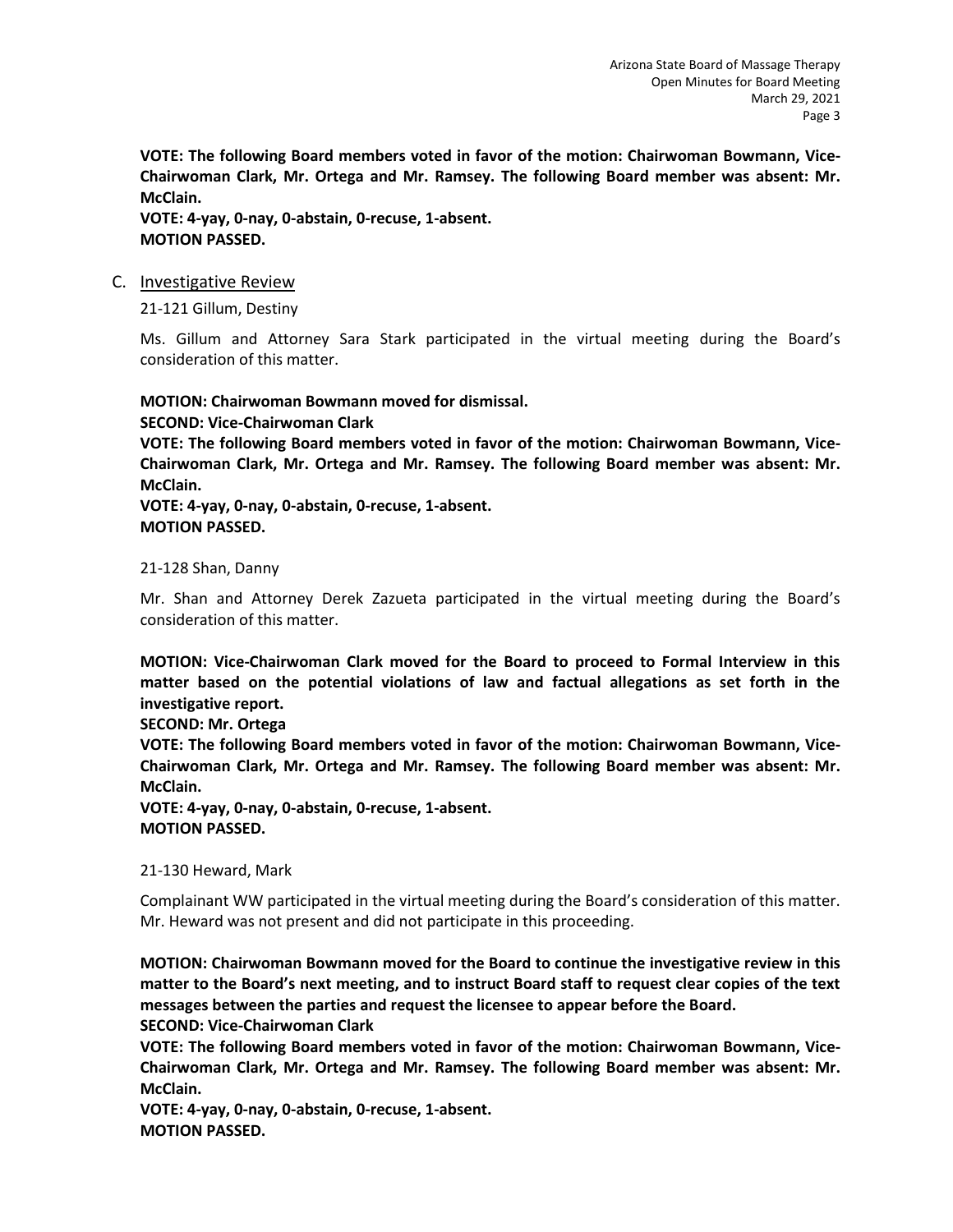**VOTE: The following Board members voted in favor of the motion: Chairwoman Bowmann, Vice-Chairwoman Clark, Mr. Ortega and Mr. Ramsey. The following Board member was absent: Mr. McClain.**
**VOTE: 4-yay, 0-nay, 0-abstain, 0-recuse, 1-absent.**
**MOTION PASSED.**

C. Investigative Review

21-121 Gillum, Destiny

Ms. Gillum and Attorney Sara Stark participated in the virtual meeting during the Board's consideration of this matter.

**MOTION: Chairwoman Bowmann moved for dismissal.**
**SECOND: Vice-Chairwoman Clark**
**VOTE: The following Board members voted in favor of the motion: Chairwoman Bowmann, Vice-Chairwoman Clark, Mr. Ortega and Mr. Ramsey. The following Board member was absent: Mr. McClain.**
**VOTE: 4-yay, 0-nay, 0-abstain, 0-recuse, 1-absent.**
**MOTION PASSED.**

21-128 Shan, Danny

Mr. Shan and Attorney Derek Zazueta participated in the virtual meeting during the Board's consideration of this matter.

**MOTION: Vice-Chairwoman Clark moved for the Board to proceed to Formal Interview in this matter based on the potential violations of law and factual allegations as set forth in the investigative report.**
**SECOND: Mr. Ortega**
**VOTE: The following Board members voted in favor of the motion: Chairwoman Bowmann, Vice-Chairwoman Clark, Mr. Ortega and Mr. Ramsey. The following Board member was absent: Mr. McClain.**
**VOTE: 4-yay, 0-nay, 0-abstain, 0-recuse, 1-absent.**
**MOTION PASSED.**

21-130 Heward, Mark

Complainant WW participated in the virtual meeting during the Board's consideration of this matter. Mr. Heward was not present and did not participate in this proceeding.

**MOTION: Chairwoman Bowmann moved for the Board to continue the investigative review in this matter to the Board's next meeting, and to instruct Board staff to request clear copies of the text messages between the parties and request the licensee to appear before the Board.**
**SECOND: Vice-Chairwoman Clark**
**VOTE: The following Board members voted in favor of the motion: Chairwoman Bowmann, Vice-Chairwoman Clark, Mr. Ortega and Mr. Ramsey. The following Board member was absent: Mr. McClain.**
**VOTE: 4-yay, 0-nay, 0-abstain, 0-recuse, 1-absent.**
**MOTION PASSED.**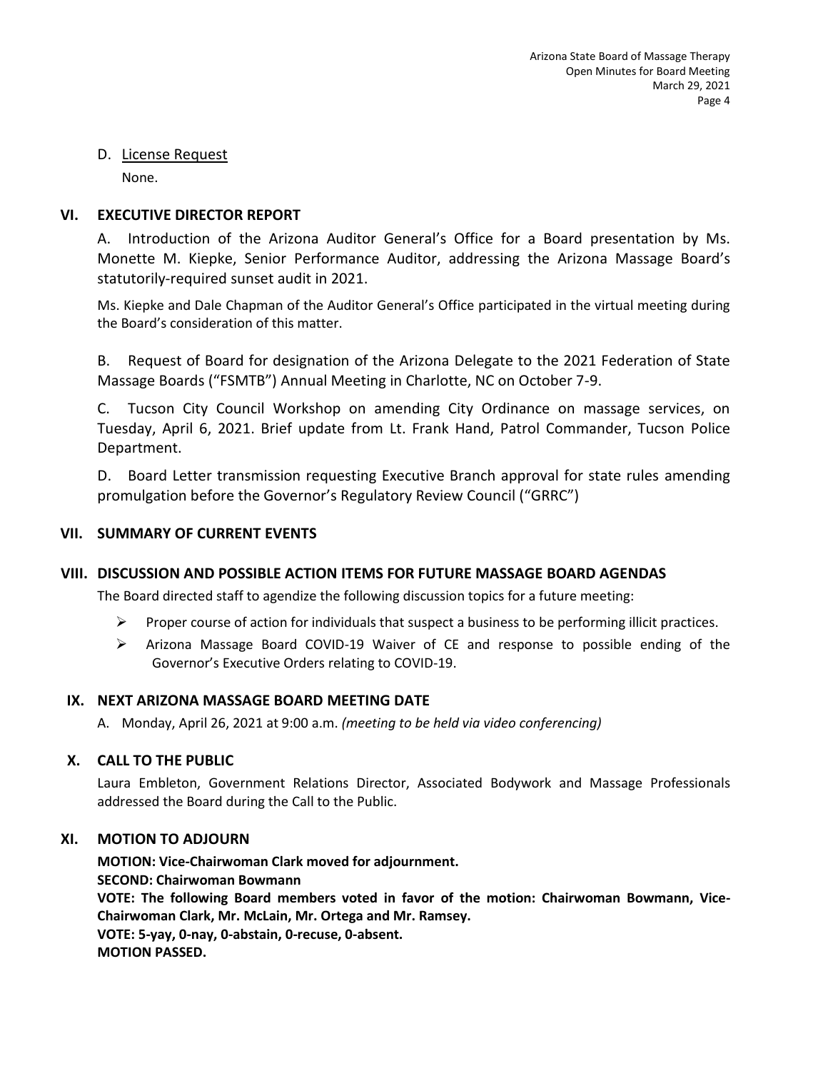D. License Request

None.

## VI. EXECUTIVE DIRECTOR REPORT

A. Introduction of the Arizona Auditor General's Office for a Board presentation by Ms. Monette M. Kiepke, Senior Performance Auditor, addressing the Arizona Massage Board's statutorily-required sunset audit in 2021.

Ms. Kiepke and Dale Chapman of the Auditor General's Office participated in the virtual meeting during the Board's consideration of this matter.

B. Request of Board for designation of the Arizona Delegate to the 2021 Federation of State Massage Boards ("FSMTB") Annual Meeting in Charlotte, NC on October 7-9.

C. Tucson City Council Workshop on amending City Ordinance on massage services, on Tuesday, April 6, 2021. Brief update from Lt. Frank Hand, Patrol Commander, Tucson Police Department.

D. Board Letter transmission requesting Executive Branch approval for state rules amending promulgation before the Governor's Regulatory Review Council ("GRRC")

## VII. SUMMARY OF CURRENT EVENTS

## VIII. DISCUSSION AND POSSIBLE ACTION ITEMS FOR FUTURE MASSAGE BOARD AGENDAS

The Board directed staff to agendize the following discussion topics for a future meeting:

- Proper course of action for individuals that suspect a business to be performing illicit practices.
- Arizona Massage Board COVID-19 Waiver of CE and response to possible ending of the Governor's Executive Orders relating to COVID-19.

## IX. NEXT ARIZONA MASSAGE BOARD MEETING DATE

A. Monday, April 26, 2021 at 9:00 a.m. *(meeting to be held via video conferencing)*

## X. CALL TO THE PUBLIC

Laura Embleton, Government Relations Director, Associated Bodywork and Massage Professionals addressed the Board during the Call to the Public.

## XI. MOTION TO ADJOURN

**MOTION: Vice-Chairwoman Clark moved for adjournment.**
**SECOND: Chairwoman Bowmann**
**VOTE: The following Board members voted in favor of the motion: Chairwoman Bowmann, Vice-Chairwoman Clark, Mr. McLain, Mr. Ortega and Mr. Ramsey.**
**VOTE: 5-yay, 0-nay, 0-abstain, 0-recuse, 0-absent.**
**MOTION PASSED.**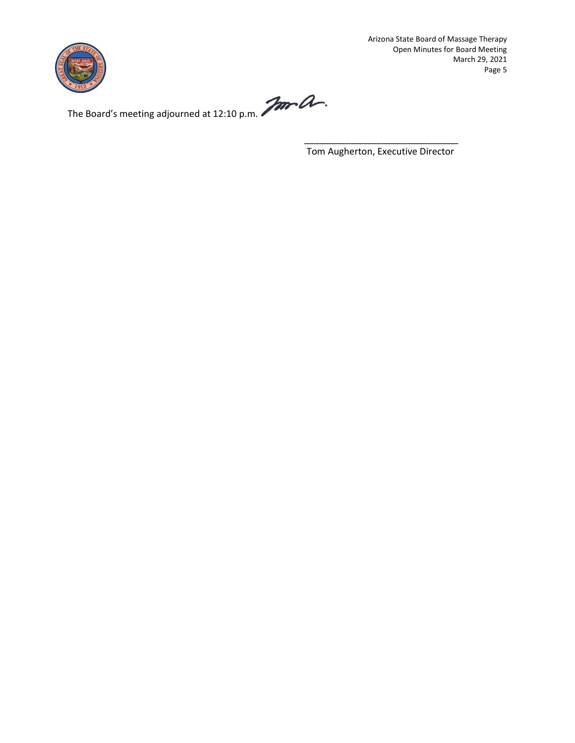The Board's meeting adjourned at 12:10 p.m.

\_\_\_\_\_\_\_\_\_\_\_\_\_\_\_\_\_\_\_\_\_\_\_\_\_\_\_\_\_\_\_\_

Tom Augherton, Executive Director